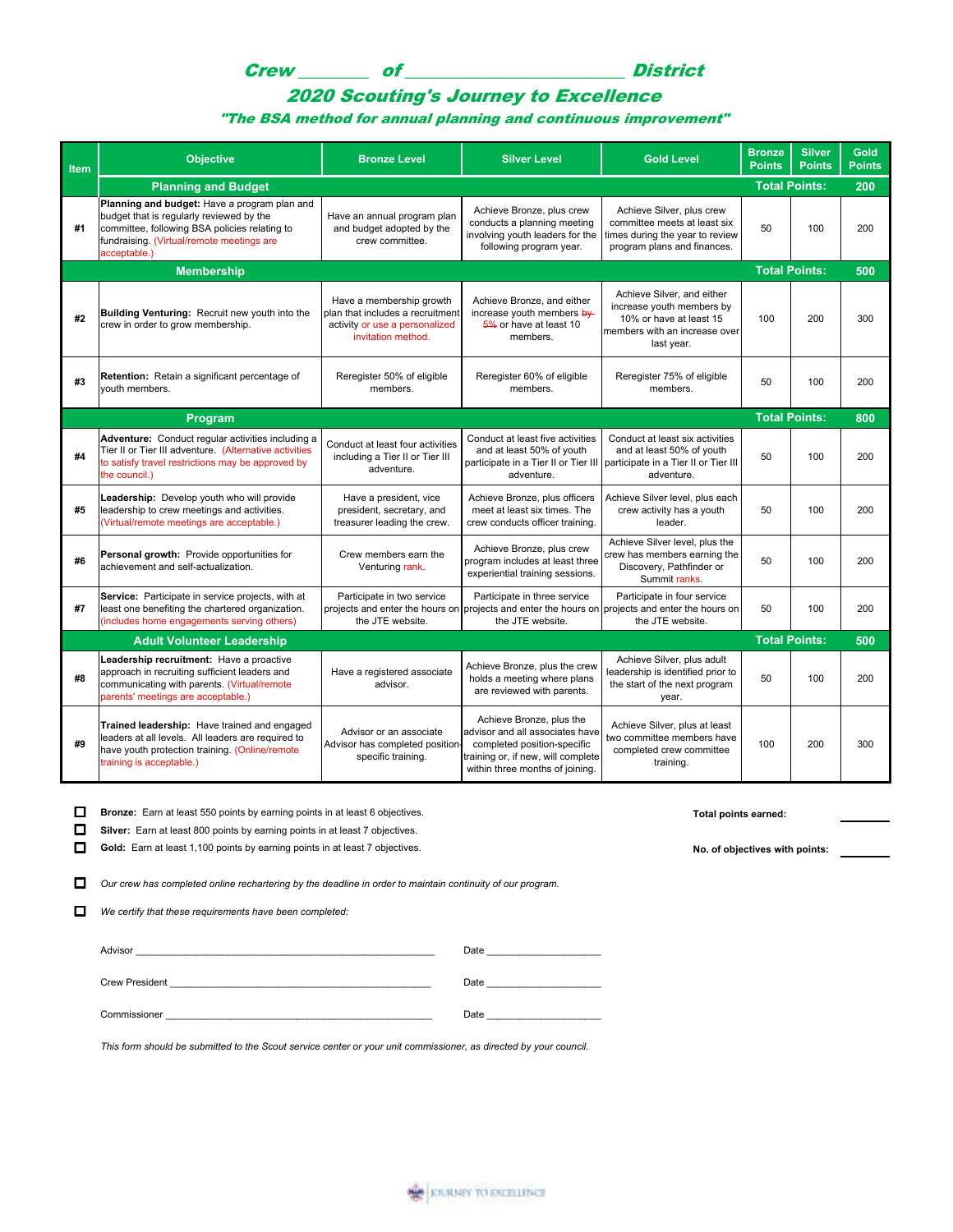# Crew ________ of ________________________ District

## 2020 Scouting's Journey to Excellence

### *"The BSA method for annual planning and continuous improvement"*

| Item | Objective | Bronze Level | Silver Level | Gold Level | Bronze Points | Silver Points | Gold Points |
|---|---|---|---|---|---|---|---|
| | **Planning and Budget** | | | | **Total Points:** | | **200** |
| #1 | **Planning and budget:** Have a program plan and budget that is regularly reviewed by the committee, following BSA policies relating to fundraising. (Virtual/remote meetings are acceptable.) | Have an annual program plan and budget adopted by the crew committee. | Achieve Bronze, plus crew conducts a planning meeting involving youth leaders for the following program year. | Achieve Silver, plus crew committee meets at least six times during the year to review program plans and finances. | 50 | 100 | 200 |
| | **Membership** | | | | **Total Points:** | | **500** |
| #2 | **Building Venturing:** Recruit new youth into the crew in order to grow membership. | Have a membership growth plan that includes a recruitment activity or use a personalized invitation method. | Achieve Bronze, and either increase youth members ~~by 5%~~ or have at least 10 members. | Achieve Silver, and either increase youth members by 10% or have at least 15 members with an increase over last year. | 100 | 200 | 300 |
| #3 | **Retention:** Retain a significant percentage of youth members. | Reregister 50% of eligible members. | Reregister 60% of eligible members. | Reregister 75% of eligible members. | 50 | 100 | 200 |
| | **Program** | | | | **Total Points:** | | **800** |
| #4 | **Adventure:** Conduct regular activities including a Tier II or Tier III adventure. (Alternative activities to satisfy travel restrictions may be approved by the council.) | Conduct at least four activities including a Tier II or Tier III adventure. | Conduct at least five activities and at least 50% of youth participate in a Tier II or Tier III adventure. | Conduct at least six activities and at least 50% of youth participate in a Tier II or Tier III adventure. | 50 | 100 | 200 |
| #5 | **Leadership:** Develop youth who will provide leadership to crew meetings and activities. (Virtual/remote meetings are acceptable.) | Have a president, vice president, secretary, and treasurer leading the crew. | Achieve Bronze, plus officers meet at least six times. The crew conducts officer training. | Achieve Silver level, plus each crew activity has a youth leader. | 50 | 100 | 200 |
| #6 | **Personal growth:** Provide opportunities for achievement and self-actualization. | Crew members earn the Venturing rank. | Achieve Bronze, plus crew program includes at least three experiential training sessions. | Achieve Silver level, plus the crew has members earning the Discovery, Pathfinder or Summit ranks. | 50 | 100 | 200 |
| #7 | **Service:** Participate in service projects, with at least one benefiting the chartered organization. (includes home engagements serving others) | Participate in two service projects and enter the hours on the JTE website. | Participate in three service projects and enter the hours on the JTE website. | Participate in four service projects and enter the hours on the JTE website. | 50 | 100 | 200 |
| | **Adult Volunteer Leadership** | | | | **Total Points:** | | **500** |
| #8 | **Leadership recruitment:** Have a proactive approach in recruiting sufficient leaders and communicating with parents. (Virtual/remote parents' meetings are acceptable.) | Have a registered associate advisor. | Achieve Bronze, plus the crew holds a meeting where plans are reviewed with parents. | Achieve Silver, plus adult leadership is identified prior to the start of the next program year. | 50 | 100 | 200 |
| #9 | **Trained leadership:** Have trained and engaged leaders at all levels. All leaders are required to have youth protection training. (Online/remote training is acceptable.) | Advisor or an associate Advisor has completed position-specific training. | Achieve Bronze, plus the advisor and all associates have completed position-specific training or, if new, will complete within three months of joining. | Achieve Silver, plus at least two committee members have completed crew committee training. | 100 | 200 | 300 |

- ☐ **Bronze:** Earn at least 550 points by earning points in at least 6 objectives.
- ☐ **Silver:** Earn at least 800 points by earning points in at least 7 objectives.
- ☐ **Gold:** Earn at least 1,100 points by earning points in at least 7 objectives.

**Total points earned:** ________

**No. of objectives with points:** ________

- ☐ *Our crew has completed online rechartering by the deadline in order to maintain continuity of our program.*
- ☐ *We certify that these requirements have been completed:*

Advisor ______________________________________________ Date ________________

Crew President ________________________________________ Date ________________

Commissioner _________________________________________ Date ________________

*This form should be submitted to the Scout service center or your unit commissioner, as directed by your council.*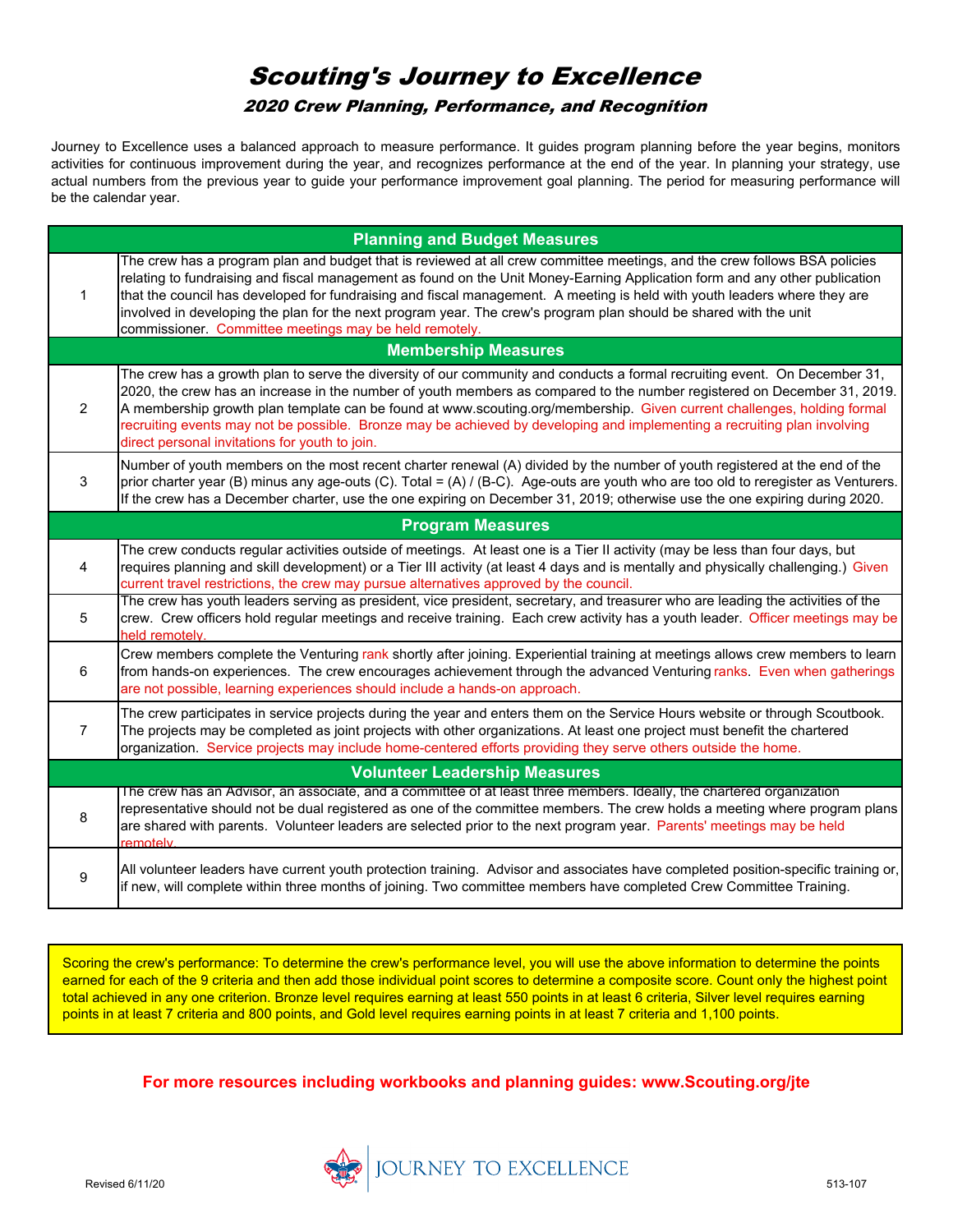# Scouting's Journey to Excellence

## 2020 Crew Planning, Performance, and Recognition

Journey to Excellence uses a balanced approach to measure performance. It guides program planning before the year begins, monitors activities for continuous improvement during the year, and recognizes performance at the end of the year. In planning your strategy, use actual numbers from the previous year to guide your performance improvement goal planning. The period for measuring performance will be the calendar year.

| | |
|---|---|
| | **Planning and Budget Measures** |
| 1 | The crew has a program plan and budget that is reviewed at all crew committee meetings, and the crew follows BSA policies relating to fundraising and fiscal management as found on the Unit Money-Earning Application form and any other publication that the council has developed for fundraising and fiscal management. A meeting is held with youth leaders where they are involved in developing the plan for the next program year. The crew's program plan should be shared with the unit commissioner. Committee meetings may be held remotely. |
| | **Membership Measures** |
| 2 | The crew has a growth plan to serve the diversity of our community and conducts a formal recruiting event. On December 31, 2020, the crew has an increase in the number of youth members as compared to the number registered on December 31, 2019. A membership growth plan template can be found at www.scouting.org/membership. Given current challenges, holding formal recruiting events may not be possible. Bronze may be achieved by developing and implementing a recruiting plan involving direct personal invitations for youth to join. |
| 3 | Number of youth members on the most recent charter renewal (A) divided by the number of youth registered at the end of the prior charter year (B) minus any age-outs (C). Total = (A) / (B-C). Age-outs are youth who are too old to reregister as Venturers. If the crew has a December charter, use the one expiring on December 31, 2019; otherwise use the one expiring during 2020. |
| | **Program Measures** |
| 4 | The crew conducts regular activities outside of meetings. At least one is a Tier II activity (may be less than four days, but requires planning and skill development) or a Tier III activity (at least 4 days and is mentally and physically challenging.) Given current travel restrictions, the crew may pursue alternatives approved by the council. |
| 5 | The crew has youth leaders serving as president, vice president, secretary, and treasurer who are leading the activities of the crew. Crew officers hold regular meetings and receive training. Each crew activity has a youth leader. Officer meetings may be held remotely. |
| 6 | Crew members complete the Venturing rank shortly after joining. Experiential training at meetings allows crew members to learn from hands-on experiences. The crew encourages achievement through the advanced Venturing ranks. Even when gatherings are not possible, learning experiences should include a hands-on approach. |
| 7 | The crew participates in service projects during the year and enters them on the Service Hours website or through Scoutbook. The projects may be completed as joint projects with other organizations. At least one project must benefit the chartered organization. Service projects may include home-centered efforts providing they serve others outside the home. |
| | **Volunteer Leadership Measures** |
| 8 | The crew has an Advisor, an associate, and a committee of at least three members. Ideally, the chartered organization representative should not be dual registered as one of the committee members. The crew holds a meeting where program plans are shared with parents. Volunteer leaders are selected prior to the next program year. Parents' meetings may be held remotely. |
| 9 | All volunteer leaders have current youth protection training. Advisor and associates have completed position-specific training or, if new, will complete within three months of joining. Two committee members have completed Crew Committee Training. |

Scoring the crew's performance: To determine the crew's performance level, you will use the above information to determine the points earned for each of the 9 criteria and then add those individual point scores to determine a composite score. Count only the highest point total achieved in any one criterion. Bronze level requires earning at least 550 points in at least 6 criteria, Silver level requires earning points in at least 7 criteria and 800 points, and Gold level requires earning points in at least 7 criteria and 1,100 points.

**For more resources including workbooks and planning guides: www.Scouting.org/jte**

JOURNEY TO EXCELLENCE

Revised 6/11/20

513-107